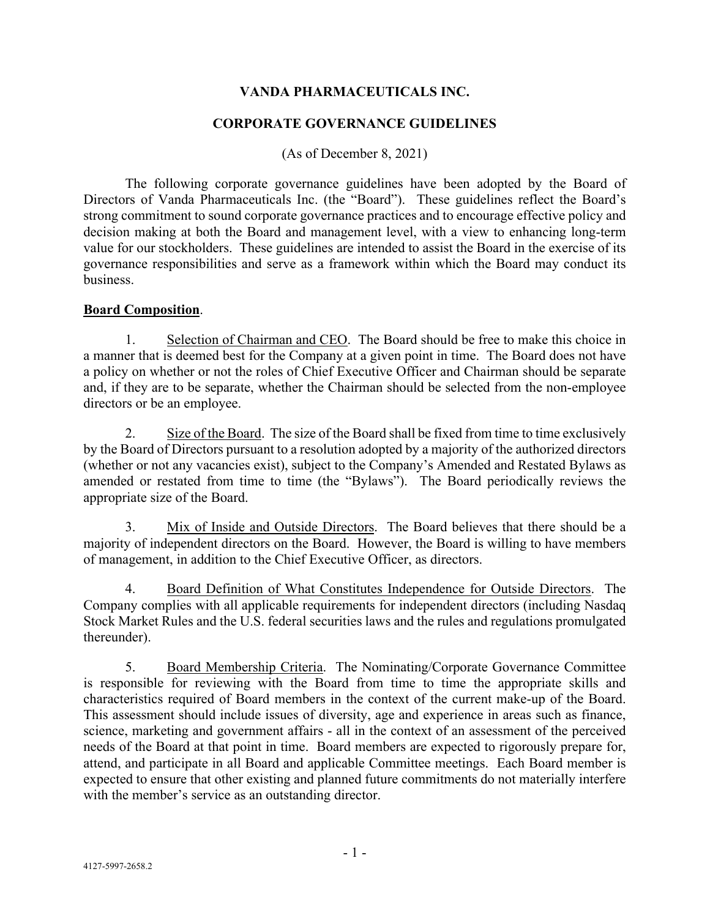# VANDA PHARMACEUTICALS INC.

## CORPORATE GOVERNANCE GUIDELINES

(As of December 8, 2021)

The following corporate governance guidelines have been adopted by the Board of Directors of Vanda Pharmaceuticals Inc. (the "Board"). These guidelines reflect the Board's strong commitment to sound corporate governance practices and to encourage effective policy and decision making at both the Board and management level, with a view to enhancing long-term value for our stockholders. These guidelines are intended to assist the Board in the exercise of its governance responsibilities and serve as a framework within which the Board may conduct its business.

**Board Composition**.

1. Selection of Chairman and CEO. The Board should be free to make this choice in a manner that is deemed best for the Company at a given point in time. The Board does not have a policy on whether or not the roles of Chief Executive Officer and Chairman should be separate and, if they are to be separate, whether the Chairman should be selected from the non-employee directors or be an employee.

2. Size of the Board. The size of the Board shall be fixed from time to time exclusively by the Board of Directors pursuant to a resolution adopted by a majority of the authorized directors (whether or not any vacancies exist), subject to the Company's Amended and Restated Bylaws as amended or restated from time to time (the "Bylaws"). The Board periodically reviews the appropriate size of the Board.

3. Mix of Inside and Outside Directors. The Board believes that there should be a majority of independent directors on the Board. However, the Board is willing to have members of management, in addition to the Chief Executive Officer, as directors.

4. Board Definition of What Constitutes Independence for Outside Directors. The Company complies with all applicable requirements for independent directors (including Nasdaq Stock Market Rules and the U.S. federal securities laws and the rules and regulations promulgated thereunder).

5. Board Membership Criteria. The Nominating/Corporate Governance Committee is responsible for reviewing with the Board from time to time the appropriate skills and characteristics required of Board members in the context of the current make-up of the Board. This assessment should include issues of diversity, age and experience in areas such as finance, science, marketing and government affairs - all in the context of an assessment of the perceived needs of the Board at that point in time. Board members are expected to rigorously prepare for, attend, and participate in all Board and applicable Committee meetings. Each Board member is expected to ensure that other existing and planned future commitments do not materially interfere with the member's service as an outstanding director.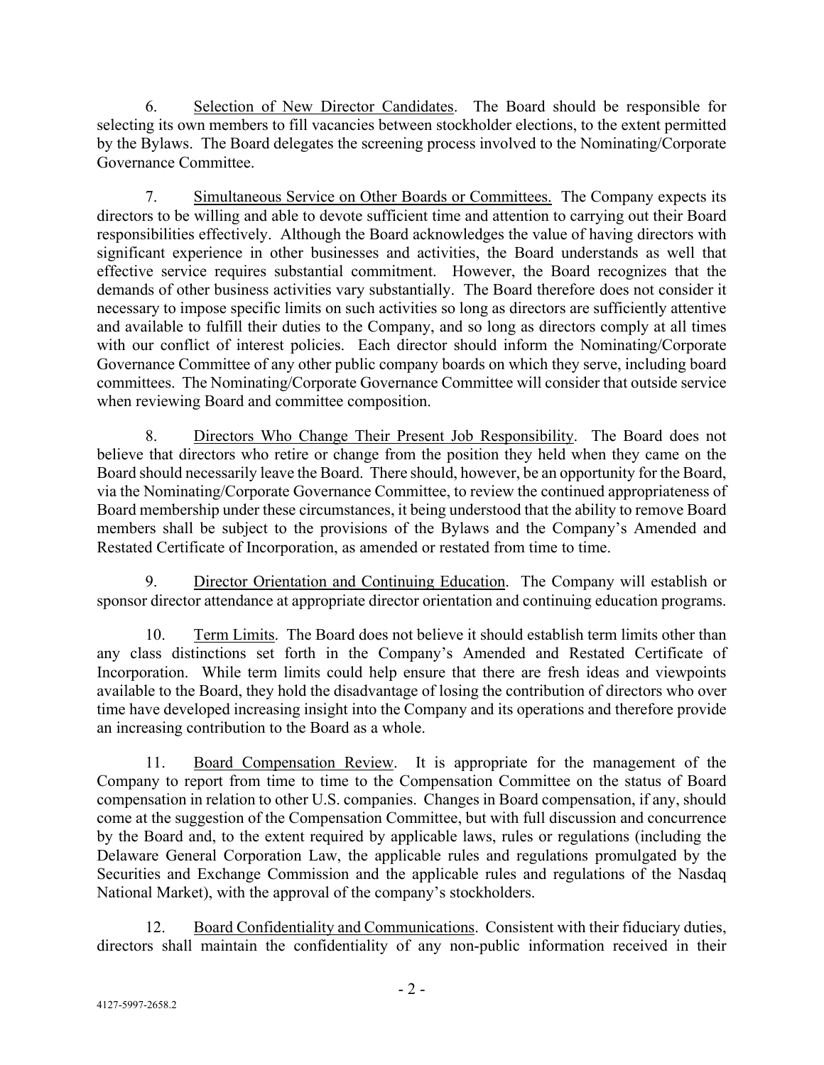6. Selection of New Director Candidates. The Board should be responsible for selecting its own members to fill vacancies between stockholder elections, to the extent permitted by the Bylaws. The Board delegates the screening process involved to the Nominating/Corporate Governance Committee.

7. Simultaneous Service on Other Boards or Committees. The Company expects its directors to be willing and able to devote sufficient time and attention to carrying out their Board responsibilities effectively. Although the Board acknowledges the value of having directors with significant experience in other businesses and activities, the Board understands as well that effective service requires substantial commitment. However, the Board recognizes that the demands of other business activities vary substantially. The Board therefore does not consider it necessary to impose specific limits on such activities so long as directors are sufficiently attentive and available to fulfill their duties to the Company, and so long as directors comply at all times with our conflict of interest policies. Each director should inform the Nominating/Corporate Governance Committee of any other public company boards on which they serve, including board committees. The Nominating/Corporate Governance Committee will consider that outside service when reviewing Board and committee composition.

8. Directors Who Change Their Present Job Responsibility. The Board does not believe that directors who retire or change from the position they held when they came on the Board should necessarily leave the Board. There should, however, be an opportunity for the Board, via the Nominating/Corporate Governance Committee, to review the continued appropriateness of Board membership under these circumstances, it being understood that the ability to remove Board members shall be subject to the provisions of the Bylaws and the Company's Amended and Restated Certificate of Incorporation, as amended or restated from time to time.

9. Director Orientation and Continuing Education. The Company will establish or sponsor director attendance at appropriate director orientation and continuing education programs.

10. Term Limits. The Board does not believe it should establish term limits other than any class distinctions set forth in the Company's Amended and Restated Certificate of Incorporation. While term limits could help ensure that there are fresh ideas and viewpoints available to the Board, they hold the disadvantage of losing the contribution of directors who over time have developed increasing insight into the Company and its operations and therefore provide an increasing contribution to the Board as a whole.

11. Board Compensation Review. It is appropriate for the management of the Company to report from time to time to the Compensation Committee on the status of Board compensation in relation to other U.S. companies. Changes in Board compensation, if any, should come at the suggestion of the Compensation Committee, but with full discussion and concurrence by the Board and, to the extent required by applicable laws, rules or regulations (including the Delaware General Corporation Law, the applicable rules and regulations promulgated by the Securities and Exchange Commission and the applicable rules and regulations of the Nasdaq National Market), with the approval of the company's stockholders.

12. Board Confidentiality and Communications. Consistent with their fiduciary duties, directors shall maintain the confidentiality of any non-public information received in their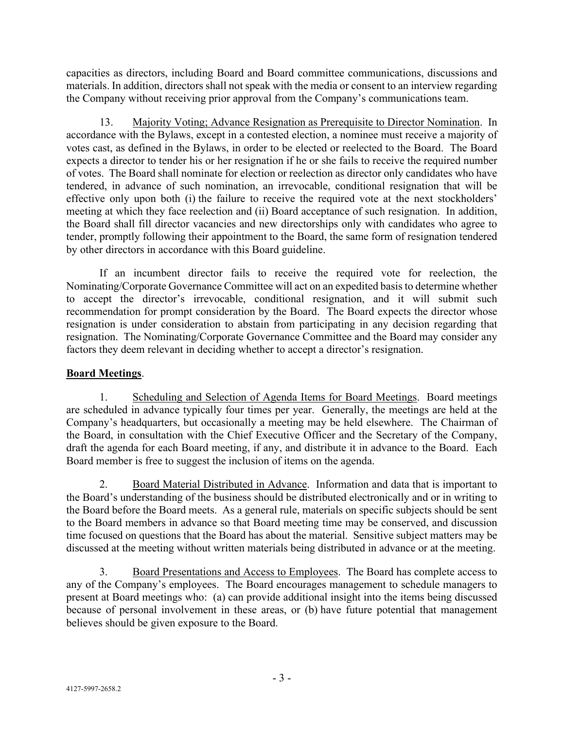capacities as directors, including Board and Board committee communications, discussions and materials. In addition, directors shall not speak with the media or consent to an interview regarding the Company without receiving prior approval from the Company's communications team.

13. Majority Voting; Advance Resignation as Prerequisite to Director Nomination. In accordance with the Bylaws, except in a contested election, a nominee must receive a majority of votes cast, as defined in the Bylaws, in order to be elected or reelected to the Board. The Board expects a director to tender his or her resignation if he or she fails to receive the required number of votes. The Board shall nominate for election or reelection as director only candidates who have tendered, in advance of such nomination, an irrevocable, conditional resignation that will be effective only upon both (i) the failure to receive the required vote at the next stockholders' meeting at which they face reelection and (ii) Board acceptance of such resignation. In addition, the Board shall fill director vacancies and new directorships only with candidates who agree to tender, promptly following their appointment to the Board, the same form of resignation tendered by other directors in accordance with this Board guideline.

If an incumbent director fails to receive the required vote for reelection, the Nominating/Corporate Governance Committee will act on an expedited basis to determine whether to accept the director's irrevocable, conditional resignation, and it will submit such recommendation for prompt consideration by the Board. The Board expects the director whose resignation is under consideration to abstain from participating in any decision regarding that resignation. The Nominating/Corporate Governance Committee and the Board may consider any factors they deem relevant in deciding whether to accept a director's resignation.

**Board Meetings**.

1. Scheduling and Selection of Agenda Items for Board Meetings. Board meetings are scheduled in advance typically four times per year. Generally, the meetings are held at the Company's headquarters, but occasionally a meeting may be held elsewhere. The Chairman of the Board, in consultation with the Chief Executive Officer and the Secretary of the Company, draft the agenda for each Board meeting, if any, and distribute it in advance to the Board. Each Board member is free to suggest the inclusion of items on the agenda.

2. Board Material Distributed in Advance. Information and data that is important to the Board's understanding of the business should be distributed electronically and or in writing to the Board before the Board meets. As a general rule, materials on specific subjects should be sent to the Board members in advance so that Board meeting time may be conserved, and discussion time focused on questions that the Board has about the material. Sensitive subject matters may be discussed at the meeting without written materials being distributed in advance or at the meeting.

3. Board Presentations and Access to Employees. The Board has complete access to any of the Company's employees. The Board encourages management to schedule managers to present at Board meetings who: (a) can provide additional insight into the items being discussed because of personal involvement in these areas, or (b) have future potential that management believes should be given exposure to the Board.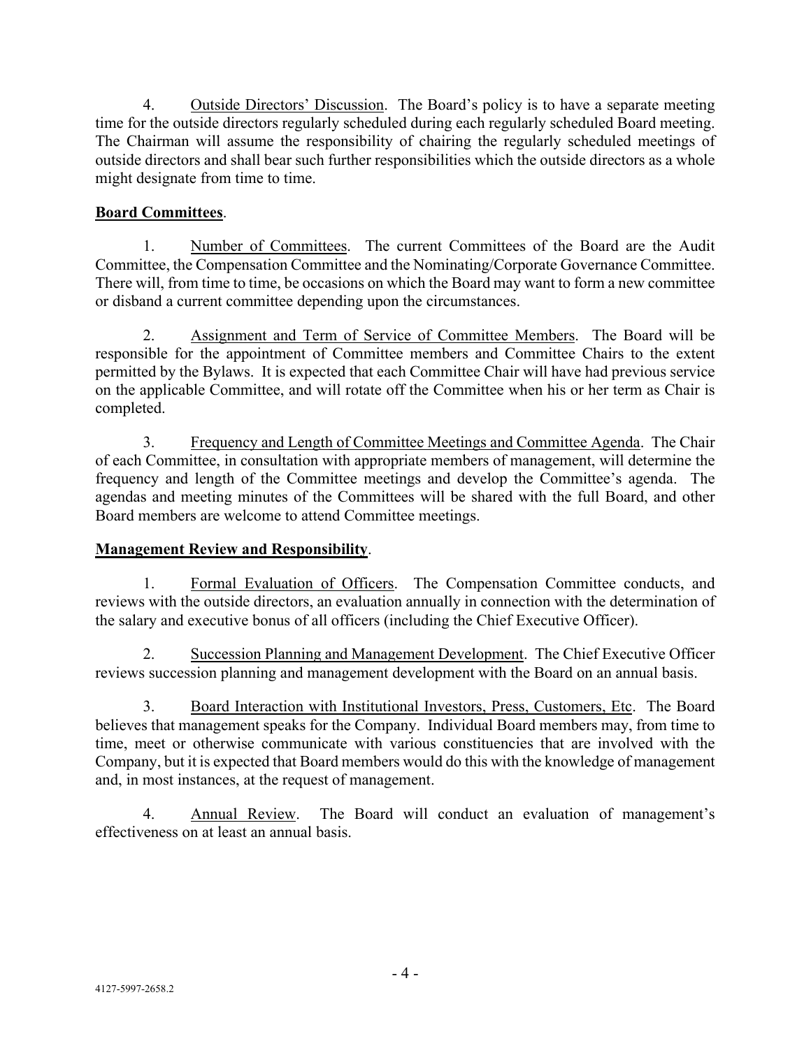4. Outside Directors' Discussion. The Board's policy is to have a separate meeting time for the outside directors regularly scheduled during each regularly scheduled Board meeting. The Chairman will assume the responsibility of chairing the regularly scheduled meetings of outside directors and shall bear such further responsibilities which the outside directors as a whole might designate from time to time.

**Board Committees**.

1. Number of Committees. The current Committees of the Board are the Audit Committee, the Compensation Committee and the Nominating/Corporate Governance Committee. There will, from time to time, be occasions on which the Board may want to form a new committee or disband a current committee depending upon the circumstances.

2. Assignment and Term of Service of Committee Members. The Board will be responsible for the appointment of Committee members and Committee Chairs to the extent permitted by the Bylaws. It is expected that each Committee Chair will have had previous service on the applicable Committee, and will rotate off the Committee when his or her term as Chair is completed.

3. Frequency and Length of Committee Meetings and Committee Agenda. The Chair of each Committee, in consultation with appropriate members of management, will determine the frequency and length of the Committee meetings and develop the Committee's agenda. The agendas and meeting minutes of the Committees will be shared with the full Board, and other Board members are welcome to attend Committee meetings.

**Management Review and Responsibility**.

1. Formal Evaluation of Officers. The Compensation Committee conducts, and reviews with the outside directors, an evaluation annually in connection with the determination of the salary and executive bonus of all officers (including the Chief Executive Officer).

2. Succession Planning and Management Development. The Chief Executive Officer reviews succession planning and management development with the Board on an annual basis.

3. Board Interaction with Institutional Investors, Press, Customers, Etc. The Board believes that management speaks for the Company. Individual Board members may, from time to time, meet or otherwise communicate with various constituencies that are involved with the Company, but it is expected that Board members would do this with the knowledge of management and, in most instances, at the request of management.

4. Annual Review. The Board will conduct an evaluation of management's effectiveness on at least an annual basis.

4127-5997-2658.2